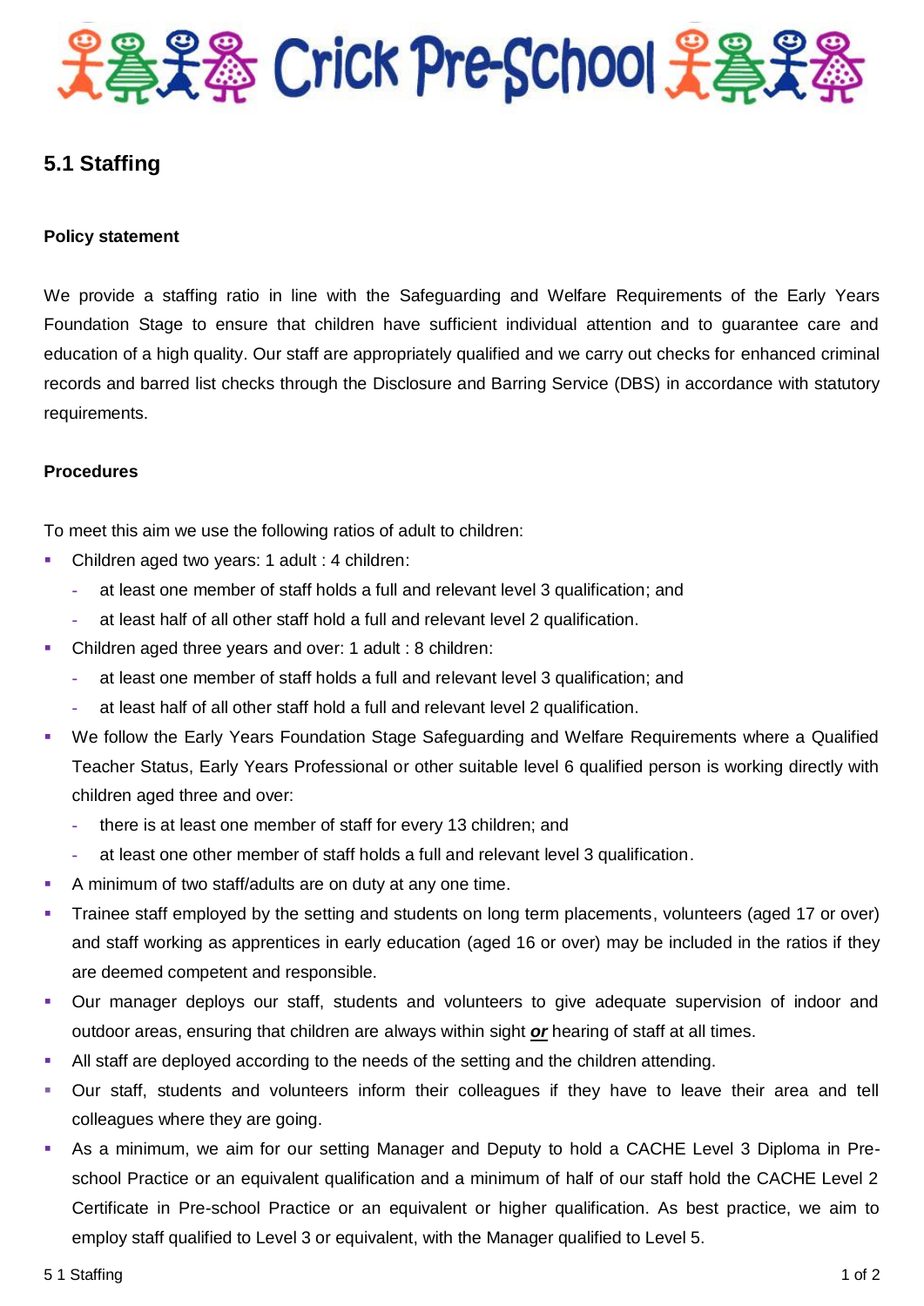# Crick Pre-School

## 5.1 Staffing

**Policy statement**

We provide a staffing ratio in line with the Safeguarding and Welfare Requirements of the Early Years Foundation Stage to ensure that children have sufficient individual attention and to guarantee care and education of a high quality. Our staff are appropriately qualified and we carry out checks for enhanced criminal records and barred list checks through the Disclosure and Barring Service (DBS) in accordance with statutory requirements.

**Procedures**

To meet this aim we use the following ratios of adult to children:

- Children aged two years: 1 adult : 4 children:
  - at least one member of staff holds a full and relevant level 3 qualification; and
  - at least half of all other staff hold a full and relevant level 2 qualification.
- Children aged three years and over: 1 adult : 8 children:
  - at least one member of staff holds a full and relevant level 3 qualification; and
  - at least half of all other staff hold a full and relevant level 2 qualification.
- We follow the Early Years Foundation Stage Safeguarding and Welfare Requirements where a Qualified Teacher Status, Early Years Professional or other suitable level 6 qualified person is working directly with children aged three and over:
  - there is at least one member of staff for every 13 children; and
  - at least one other member of staff holds a full and relevant level 3 qualification.
- A minimum of two staff/adults are on duty at any one time.
- Trainee staff employed by the setting and students on long term placements, volunteers (aged 17 or over) and staff working as apprentices in early education (aged 16 or over) may be included in the ratios if they are deemed competent and responsible.
- Our manager deploys our staff, students and volunteers to give adequate supervision of indoor and outdoor areas, ensuring that children are always within sight ***or*** hearing of staff at all times.
- All staff are deployed according to the needs of the setting and the children attending.
- Our staff, students and volunteers inform their colleagues if they have to leave their area and tell colleagues where they are going.
- As a minimum, we aim for our setting Manager and Deputy to hold a CACHE Level 3 Diploma in Pre-school Practice or an equivalent qualification and a minimum of half of our staff hold the CACHE Level 2 Certificate in Pre-school Practice or an equivalent or higher qualification. As best practice, we aim to employ staff qualified to Level 3 or equivalent, with the Manager qualified to Level 5.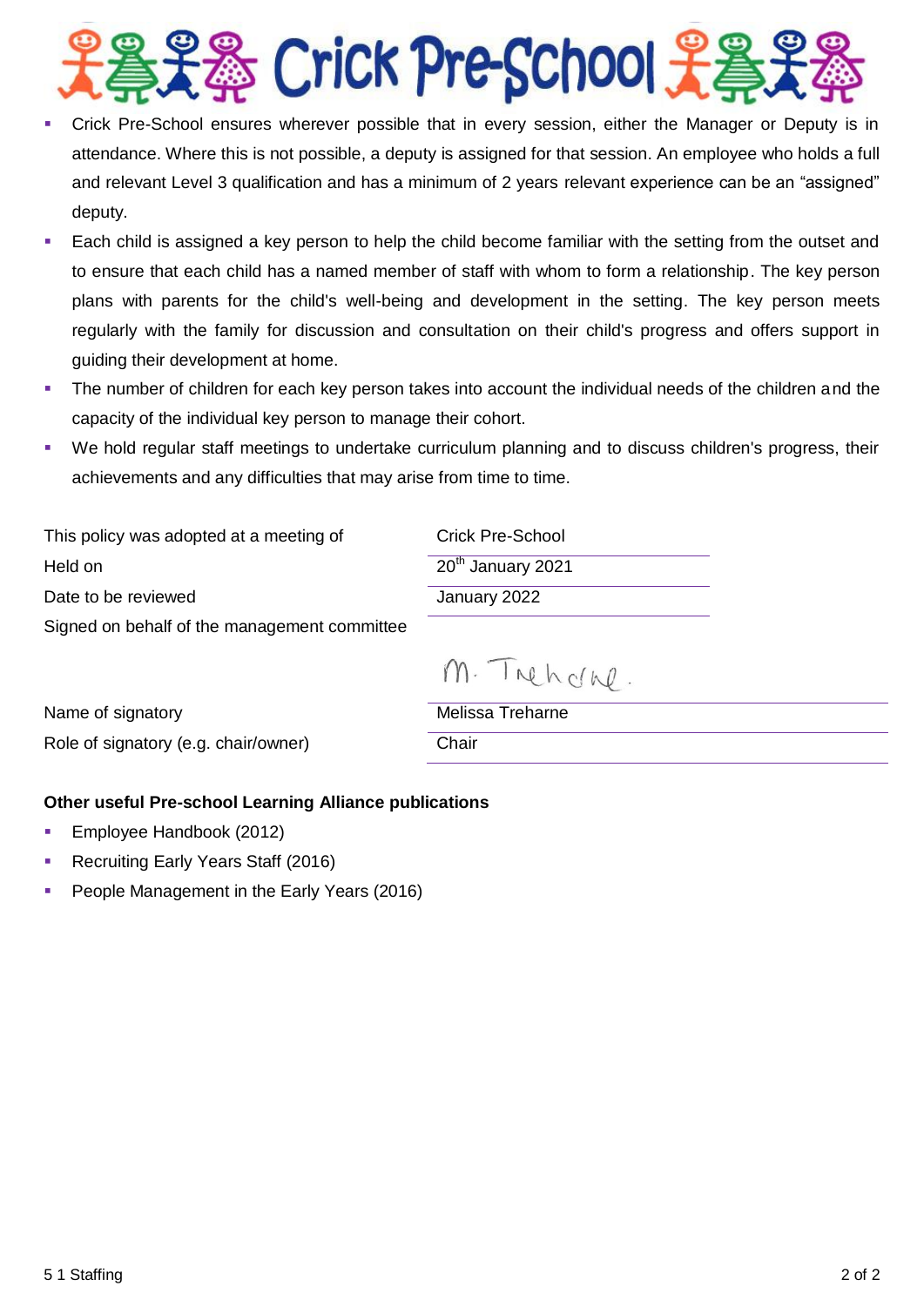- Crick Pre-School ensures wherever possible that in every session, either the Manager or Deputy is in attendance. Where this is not possible, a deputy is assigned for that session. An employee who holds a full and relevant Level 3 qualification and has a minimum of 2 years relevant experience can be an "assigned" deputy.
- Each child is assigned a key person to help the child become familiar with the setting from the outset and to ensure that each child has a named member of staff with whom to form a relationship. The key person plans with parents for the child's well-being and development in the setting. The key person meets regularly with the family for discussion and consultation on their child's progress and offers support in guiding their development at home.
- The number of children for each key person takes into account the individual needs of the children and the capacity of the individual key person to manage their cohort.
- We hold regular staff meetings to undertake curriculum planning and to discuss children's progress, their achievements and any difficulties that may arise from time to time.

| | |
|---|---|
| This policy was adopted at a meeting of | Crick Pre-School |
| Held on | 20th January 2021 |
| Date to be reviewed | January 2022 |
| Signed on behalf of the management committee | M. Treharne |
| Name of signatory | Melissa Treharne |
| Role of signatory (e.g. chair/owner) | Chair |

**Other useful Pre-school Learning Alliance publications**

- Employee Handbook (2012)
- Recruiting Early Years Staff (2016)
- People Management in the Early Years (2016)